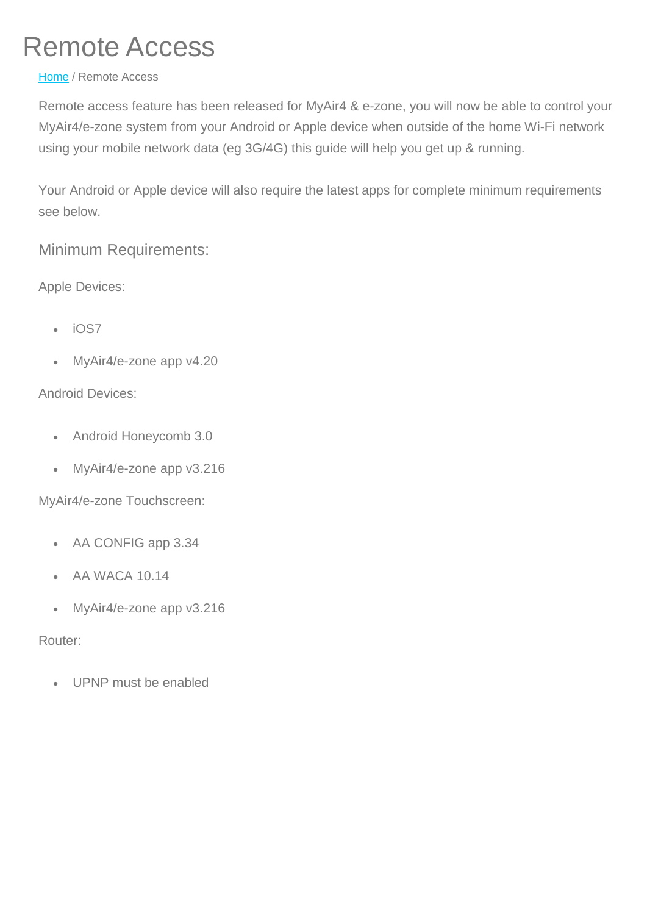# Remote Access

[Home](Home) / Remote Access

Remote access feature has been released for MyAir4 & e-zone, you will now be able to control your MyAir4/e-zone system from your Android or Apple device when outside of the home Wi-Fi network using your mobile network data (eg 3G/4G) this guide will help you get up & running.

Your Android or Apple device will also require the latest apps for complete minimum requirements see below.

## Minimum Requirements:

Apple Devices:

- iOS7
- MyAir4/e-zone app v4.20

Android Devices:

- Android Honeycomb 3.0
- MyAir4/e-zone app v3.216

MyAir4/e-zone Touchscreen:

- AA CONFIG app 3.34
- AA WACA 10.14
- MyAir4/e-zone app v3.216

Router:

- UPNP must be enabled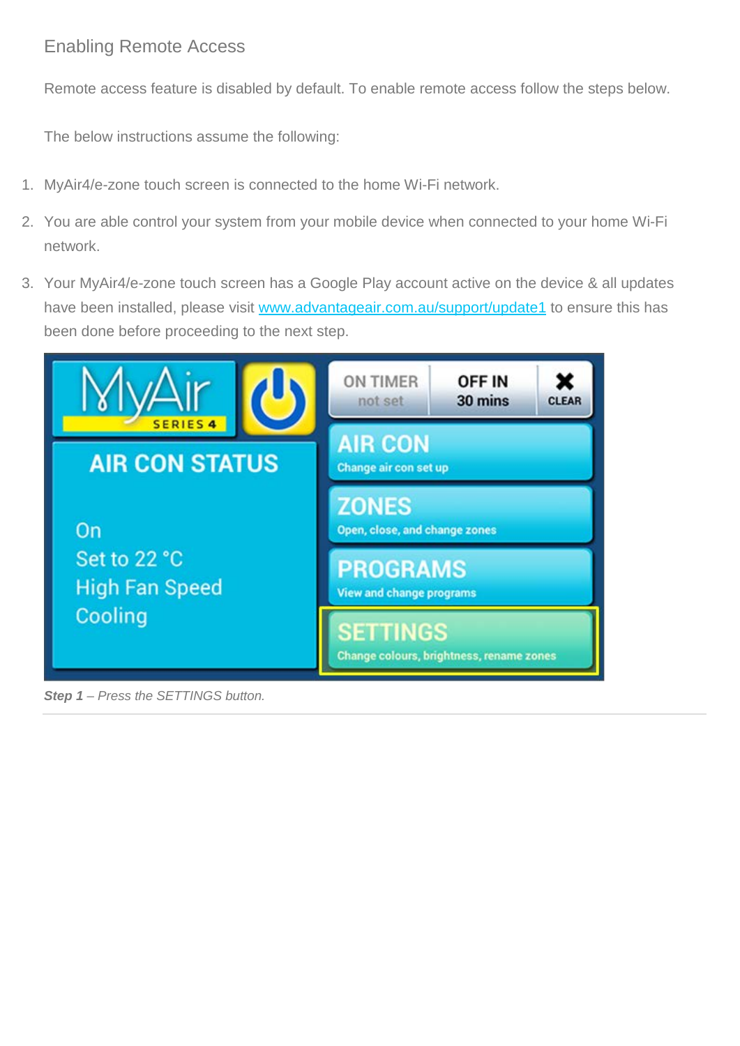## Enabling Remote Access

Remote access feature is disabled by default. To enable remote access follow the steps below.

The below instructions assume the following:

1. MyAir4/e-zone touch screen is connected to the home Wi-Fi network.
2. You are able control your system from your mobile device when connected to your home Wi-Fi network.
3. Your MyAir4/e-zone touch screen has a Google Play account active on the device & all updates have been installed, please visit [www.advantageair.com.au/support/update1](http://www.advantageair.com.au/support/update1) to ensure this has been done before proceeding to the next step.

***Step 1*** *– Press the SETTINGS button.*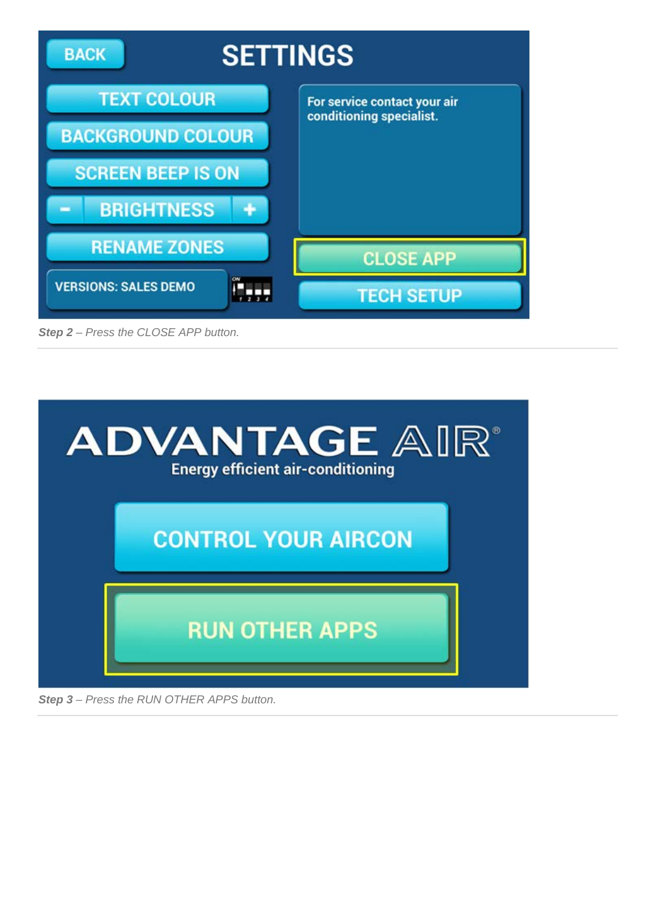*Step 2 – Press the CLOSE APP button.*

*Step 3 – Press the RUN OTHER APPS button.*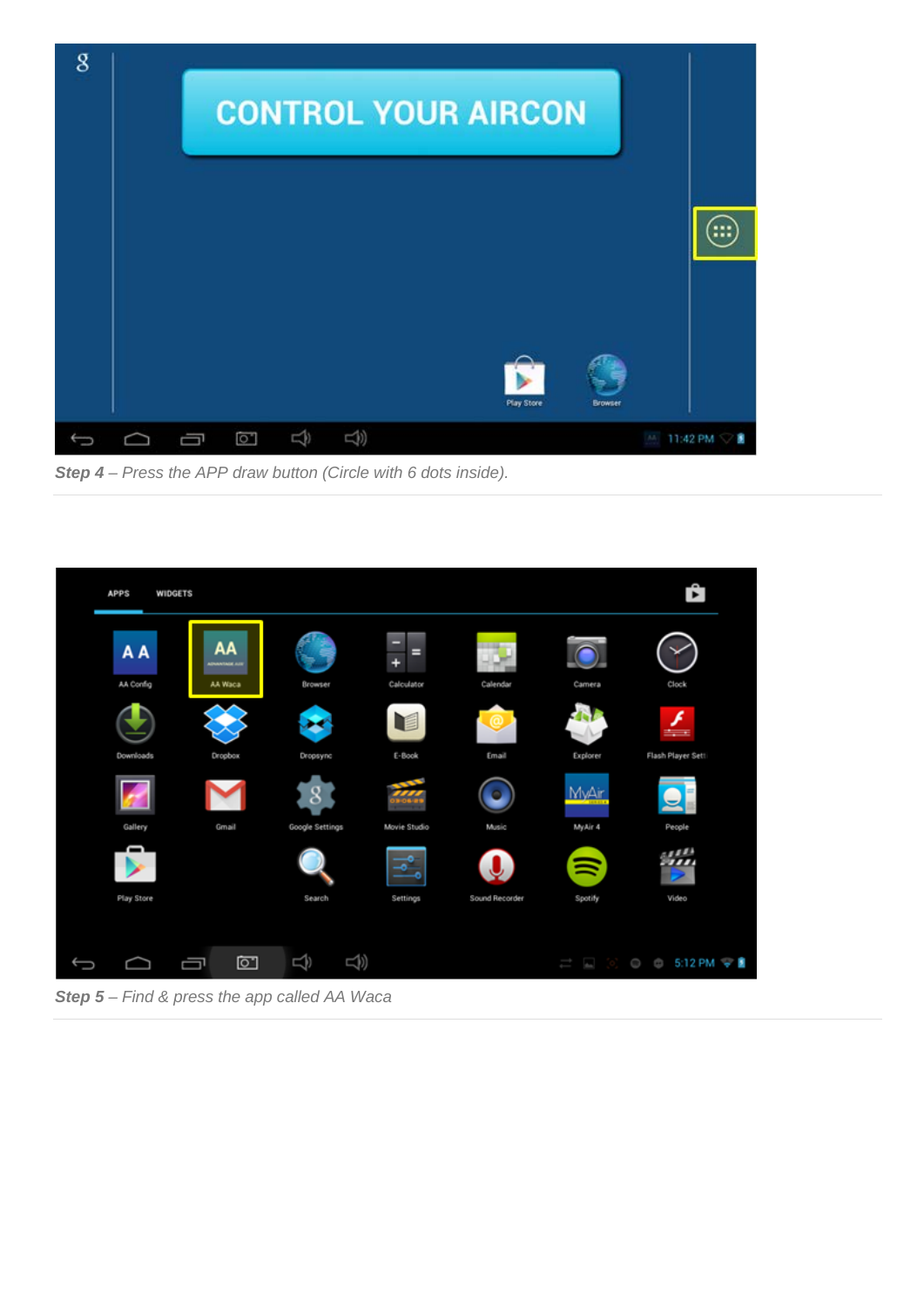***Step 4** – Press the APP draw button (Circle with 6 dots inside).*

***Step 5** – Find & press the app called AA Waca*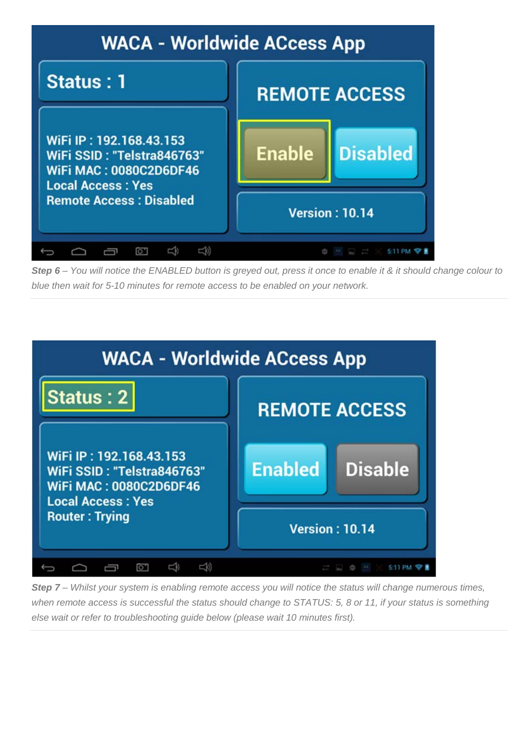WACA - Worldwide ACcess App

Status : 1

WiFi IP : 192.168.43.153
WiFi SSID : "Telstra846763"
WiFi MAC : 0080C2D6DF46
Local Access : Yes
Remote Access : Disabled

REMOTE ACCESS

Enable | Disabled

Version : 10.14

*Step 6 – You will notice the ENABLED button is greyed out, press it once to enable it & it should change colour to blue then wait for 5-10 minutes for remote access to be enabled on your network.*

---

WACA - Worldwide ACcess App

Status : 2

WiFi IP : 192.168.43.153
WiFi SSID : "Telstra846763"
WiFi MAC : 0080C2D6DF46
Local Access : Yes
Router : Trying

REMOTE ACCESS

Enabled | Disable

Version : 10.14

*Step 7 – Whilst your system is enabling remote access you will notice the status will change numerous times, when remote access is successful the status should change to STATUS: 5, 8 or 11, if your status is something else wait or refer to troubleshooting guide below (please wait 10 minutes first).*

---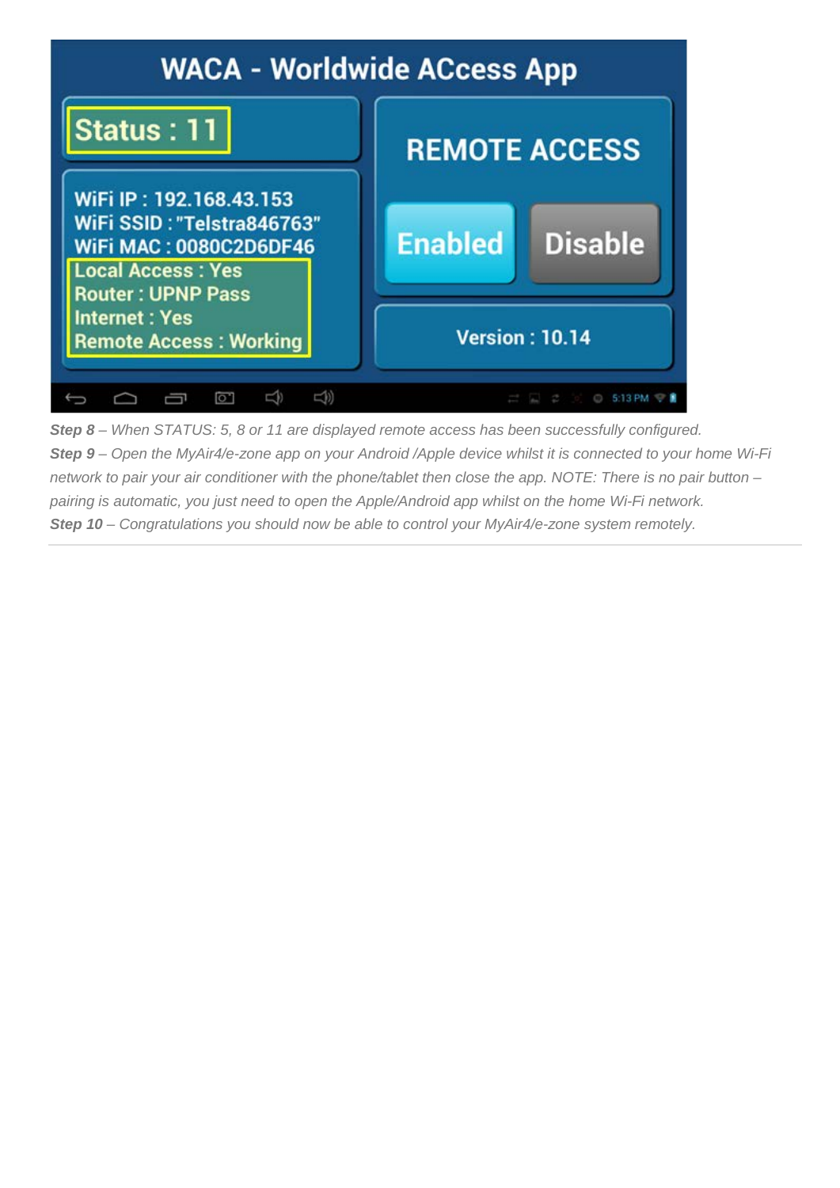***Step 8*** *– When STATUS: 5, 8 or 11 are displayed remote access has been successfully configured.*

***Step 9*** *– Open the MyAir4/e-zone app on your Android /Apple device whilst it is connected to your home Wi-Fi network to pair your air conditioner with the phone/tablet then close the app. NOTE: There is no pair button – pairing is automatic, you just need to open the Apple/Android app whilst on the home Wi-Fi network.*

***Step 10*** *– Congratulations you should now be able to control your MyAir4/e-zone system remotely.*

---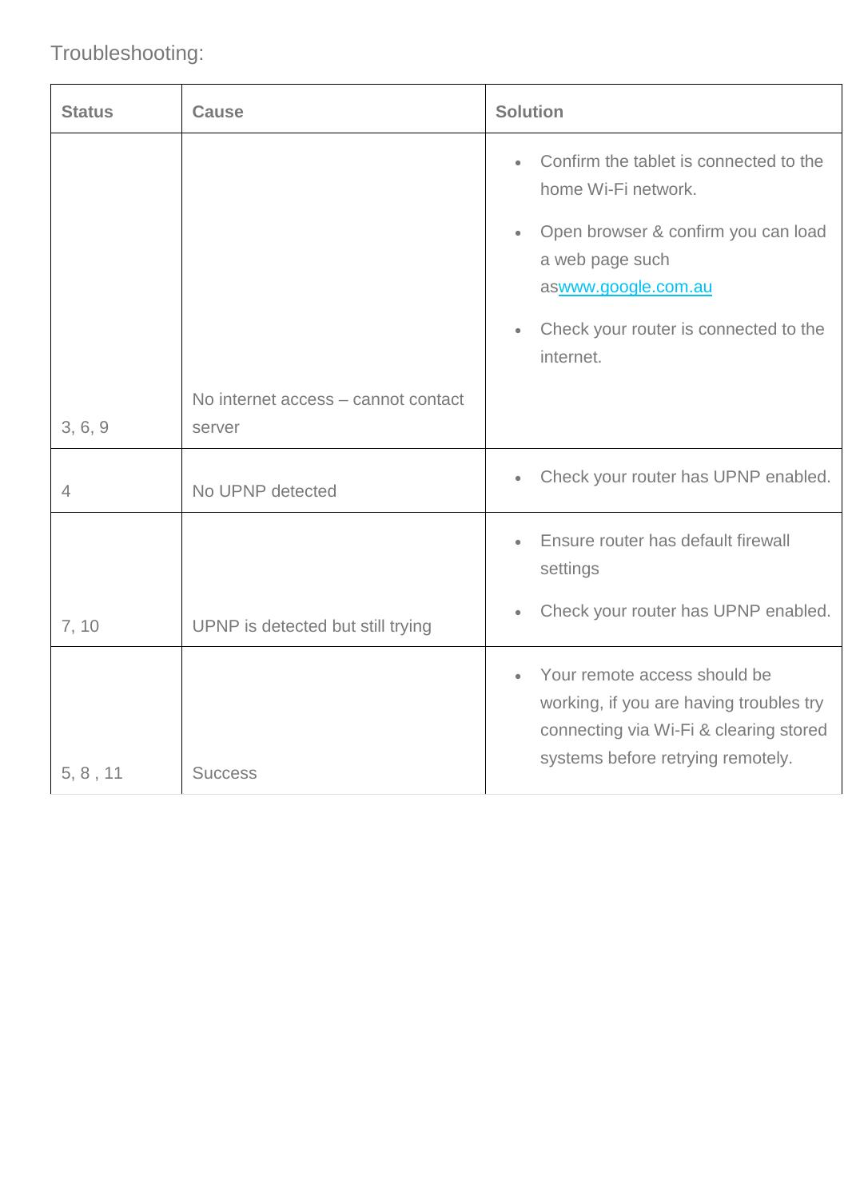Troubleshooting:

| Status | Cause | Solution |
|---|---|---|
| 3, 6, 9 | No internet access – cannot contact server | • Confirm the tablet is connected to the home Wi-Fi network.<br>• Open browser & confirm you can load a web page such aswww.google.com.au<br>• Check your router is connected to the internet. |
| 4 | No UPNP detected | • Check your router has UPNP enabled. |
| 7, 10 | UPNP is detected but still trying | • Ensure router has default firewall settings<br>• Check your router has UPNP enabled. |
| 5, 8 , 11 | Success | • Your remote access should be working, if you are having troubles try connecting via Wi-Fi & clearing stored systems before retrying remotely. |